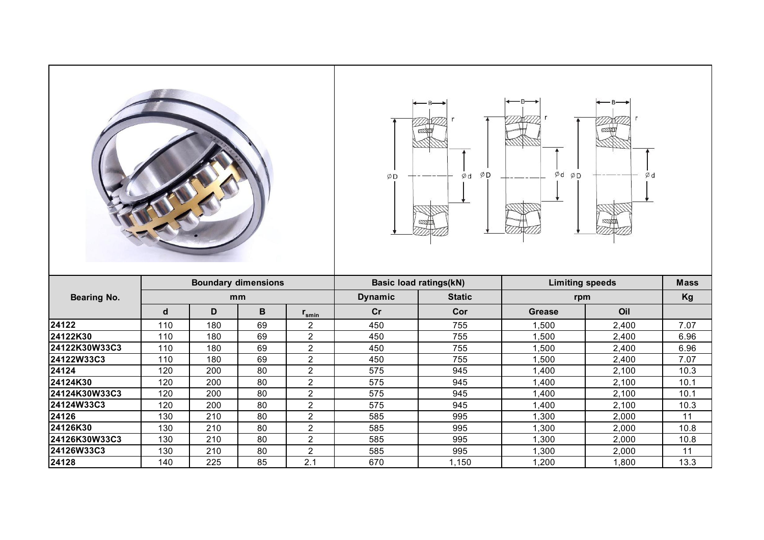| Bearing No. | Boundary dimensions | | | | Basic load ratings(kN) | | Limiting speeds | | Mass |
|---|---|---|---|---|---|---|---|---|---|
| | mm | | | | Dynamic | Static | rpm | | Kg |
| | d | D | B | $r_{smin}$ | Cr | Cor | Grease | Oil | |
| 24122 | 110 | 180 | 69 | 2 | 450 | 755 | 1,500 | 2,400 | 7.07 |
| 24122K30 | 110 | 180 | 69 | 2 | 450 | 755 | 1,500 | 2,400 | 6.96 |
| 24122K30W33C3 | 110 | 180 | 69 | 2 | 450 | 755 | 1,500 | 2,400 | 6.96 |
| 24122W33C3 | 110 | 180 | 69 | 2 | 450 | 755 | 1,500 | 2,400 | 7.07 |
| 24124 | 120 | 200 | 80 | 2 | 575 | 945 | 1,400 | 2,100 | 10.3 |
| 24124K30 | 120 | 200 | 80 | 2 | 575 | 945 | 1,400 | 2,100 | 10.1 |
| 24124K30W33C3 | 120 | 200 | 80 | 2 | 575 | 945 | 1,400 | 2,100 | 10.1 |
| 24124W33C3 | 120 | 200 | 80 | 2 | 575 | 945 | 1,400 | 2,100 | 10.3 |
| 24126 | 130 | 210 | 80 | 2 | 585 | 995 | 1,300 | 2,000 | 11 |
| 24126K30 | 130 | 210 | 80 | 2 | 585 | 995 | 1,300 | 2,000 | 10.8 |
| 24126K30W33C3 | 130 | 210 | 80 | 2 | 585 | 995 | 1,300 | 2,000 | 10.8 |
| 24126W33C3 | 130 | 210 | 80 | 2 | 585 | 995 | 1,300 | 2,000 | 11 |
| 24128 | 140 | 225 | 85 | 2.1 | 670 | 1,150 | 1,200 | 1,800 | 13.3 |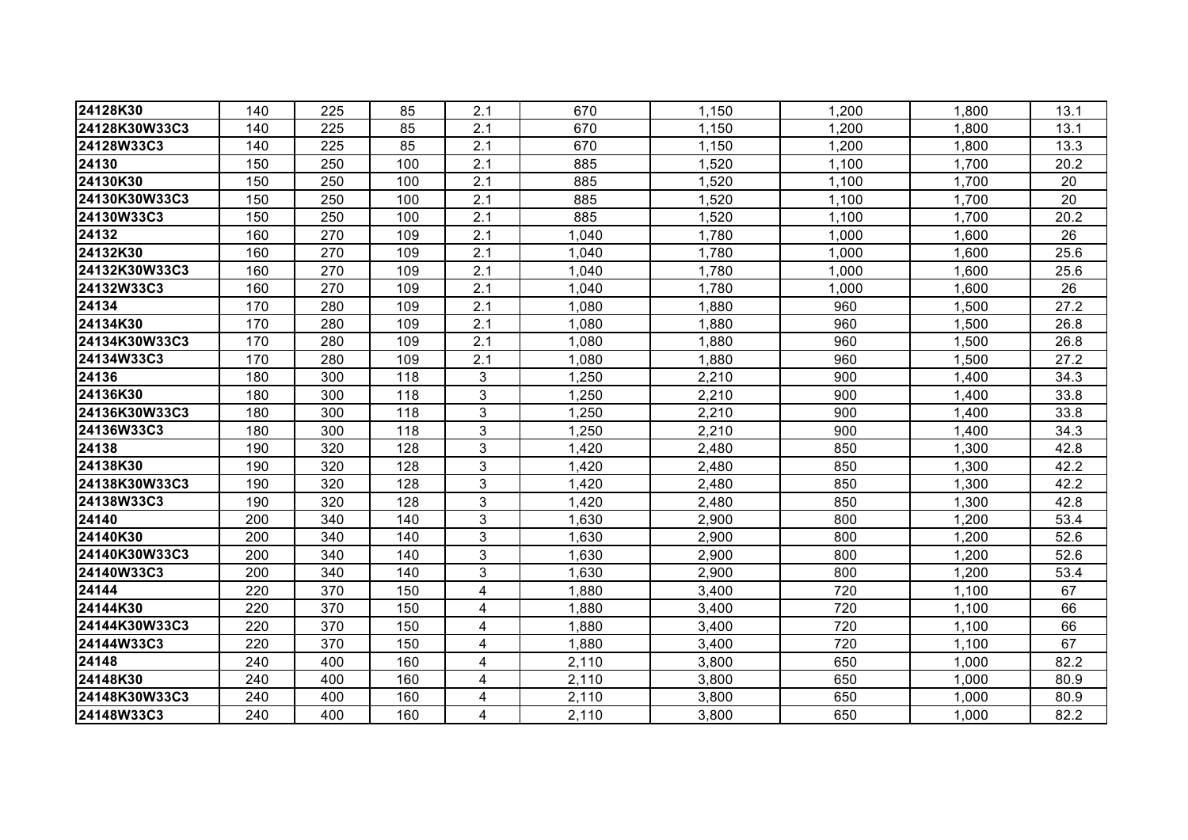| | | | | | | | | | |
|---|---|---|---|---|---|---|---|---|---|
| **24128K30** | 140 | 225 | 85 | 2.1 | 670 | 1,150 | 1,200 | 1,800 | 13.1 |
| **24128K30W33C3** | 140 | 225 | 85 | 2.1 | 670 | 1,150 | 1,200 | 1,800 | 13.1 |
| **24128W33C3** | 140 | 225 | 85 | 2.1 | 670 | 1,150 | 1,200 | 1,800 | 13.3 |
| **24130** | 150 | 250 | 100 | 2.1 | 885 | 1,520 | 1,100 | 1,700 | 20.2 |
| **24130K30** | 150 | 250 | 100 | 2.1 | 885 | 1,520 | 1,100 | 1,700 | 20 |
| **24130K30W33C3** | 150 | 250 | 100 | 2.1 | 885 | 1,520 | 1,100 | 1,700 | 20 |
| **24130W33C3** | 150 | 250 | 100 | 2.1 | 885 | 1,520 | 1,100 | 1,700 | 20.2 |
| **24132** | 160 | 270 | 109 | 2.1 | 1,040 | 1,780 | 1,000 | 1,600 | 26 |
| **24132K30** | 160 | 270 | 109 | 2.1 | 1,040 | 1,780 | 1,000 | 1,600 | 25.6 |
| **24132K30W33C3** | 160 | 270 | 109 | 2.1 | 1,040 | 1,780 | 1,000 | 1,600 | 25.6 |
| **24132W33C3** | 160 | 270 | 109 | 2.1 | 1,040 | 1,780 | 1,000 | 1,600 | 26 |
| **24134** | 170 | 280 | 109 | 2.1 | 1,080 | 1,880 | 960 | 1,500 | 27.2 |
| **24134K30** | 170 | 280 | 109 | 2.1 | 1,080 | 1,880 | 960 | 1,500 | 26.8 |
| **24134K30W33C3** | 170 | 280 | 109 | 2.1 | 1,080 | 1,880 | 960 | 1,500 | 26.8 |
| **24134W33C3** | 170 | 280 | 109 | 2.1 | 1,080 | 1,880 | 960 | 1,500 | 27.2 |
| **24136** | 180 | 300 | 118 | 3 | 1,250 | 2,210 | 900 | 1,400 | 34.3 |
| **24136K30** | 180 | 300 | 118 | 3 | 1,250 | 2,210 | 900 | 1,400 | 33.8 |
| **24136K30W33C3** | 180 | 300 | 118 | 3 | 1,250 | 2,210 | 900 | 1,400 | 33.8 |
| **24136W33C3** | 180 | 300 | 118 | 3 | 1,250 | 2,210 | 900 | 1,400 | 34.3 |
| **24138** | 190 | 320 | 128 | 3 | 1,420 | 2,480 | 850 | 1,300 | 42.8 |
| **24138K30** | 190 | 320 | 128 | 3 | 1,420 | 2,480 | 850 | 1,300 | 42.2 |
| **24138K30W33C3** | 190 | 320 | 128 | 3 | 1,420 | 2,480 | 850 | 1,300 | 42.2 |
| **24138W33C3** | 190 | 320 | 128 | 3 | 1,420 | 2,480 | 850 | 1,300 | 42.8 |
| **24140** | 200 | 340 | 140 | 3 | 1,630 | 2,900 | 800 | 1,200 | 53.4 |
| **24140K30** | 200 | 340 | 140 | 3 | 1,630 | 2,900 | 800 | 1,200 | 52.6 |
| **24140K30W33C3** | 200 | 340 | 140 | 3 | 1,630 | 2,900 | 800 | 1,200 | 52.6 |
| **24140W33C3** | 200 | 340 | 140 | 3 | 1,630 | 2,900 | 800 | 1,200 | 53.4 |
| **24144** | 220 | 370 | 150 | 4 | 1,880 | 3,400 | 720 | 1,100 | 67 |
| **24144K30** | 220 | 370 | 150 | 4 | 1,880 | 3,400 | 720 | 1,100 | 66 |
| **24144K30W33C3** | 220 | 370 | 150 | 4 | 1,880 | 3,400 | 720 | 1,100 | 66 |
| **24144W33C3** | 220 | 370 | 150 | 4 | 1,880 | 3,400 | 720 | 1,100 | 67 |
| **24148** | 240 | 400 | 160 | 4 | 2,110 | 3,800 | 650 | 1,000 | 82.2 |
| **24148K30** | 240 | 400 | 160 | 4 | 2,110 | 3,800 | 650 | 1,000 | 80.9 |
| **24148K30W33C3** | 240 | 400 | 160 | 4 | 2,110 | 3,800 | 650 | 1,000 | 80.9 |
| **24148W33C3** | 240 | 400 | 160 | 4 | 2,110 | 3,800 | 650 | 1,000 | 82.2 |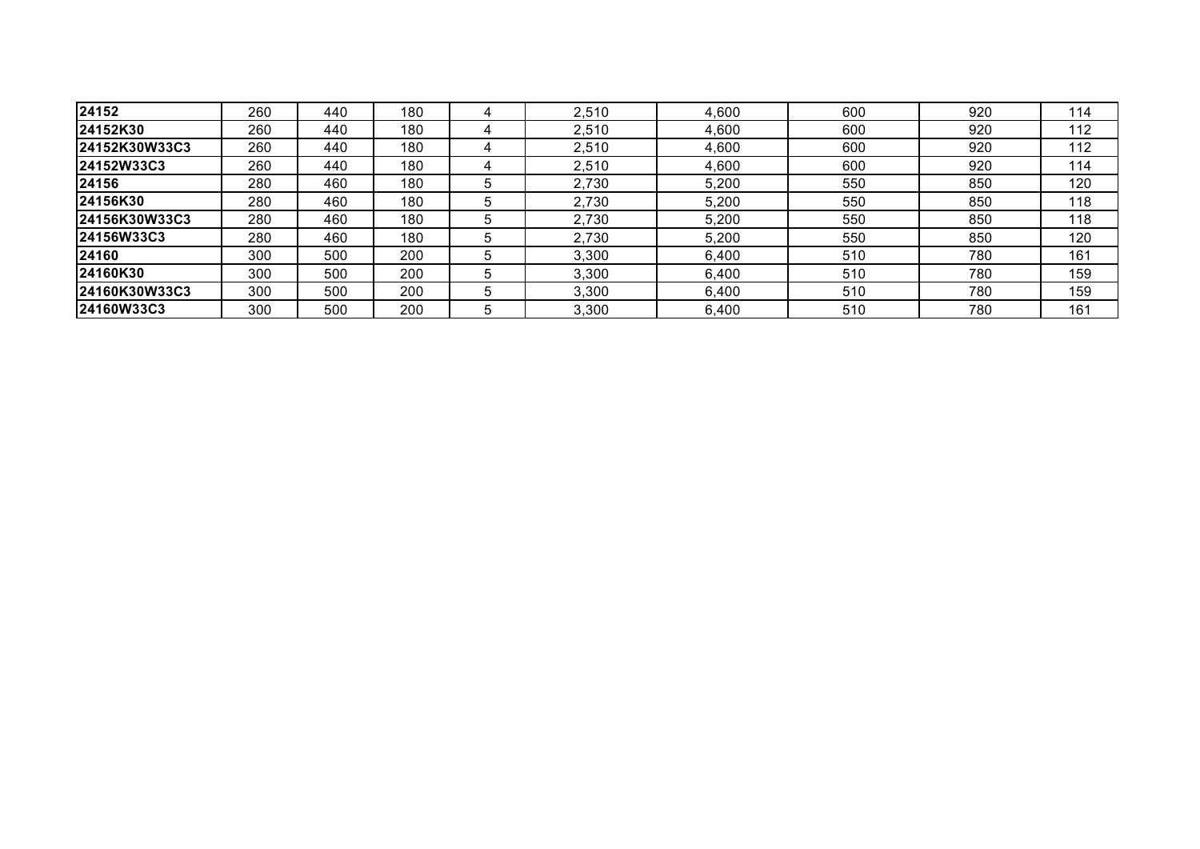| | | | | | | | | | |
|---|---|---|---|---|---|---|---|---|---|
| **24152** | 260 | 440 | 180 | 4 | 2,510 | 4,600 | 600 | 920 | 114 |
| **24152K30** | 260 | 440 | 180 | 4 | 2,510 | 4,600 | 600 | 920 | 112 |
| **24152K30W33C3** | 260 | 440 | 180 | 4 | 2,510 | 4,600 | 600 | 920 | 112 |
| **24152W33C3** | 260 | 440 | 180 | 4 | 2,510 | 4,600 | 600 | 920 | 114 |
| **24156** | 280 | 460 | 180 | 5 | 2,730 | 5,200 | 550 | 850 | 120 |
| **24156K30** | 280 | 460 | 180 | 5 | 2,730 | 5,200 | 550 | 850 | 118 |
| **24156K30W33C3** | 280 | 460 | 180 | 5 | 2,730 | 5,200 | 550 | 850 | 118 |
| **24156W33C3** | 280 | 460 | 180 | 5 | 2,730 | 5,200 | 550 | 850 | 120 |
| **24160** | 300 | 500 | 200 | 5 | 3,300 | 6,400 | 510 | 780 | 161 |
| **24160K30** | 300 | 500 | 200 | 5 | 3,300 | 6,400 | 510 | 780 | 159 |
| **24160K30W33C3** | 300 | 500 | 200 | 5 | 3,300 | 6,400 | 510 | 780 | 159 |
| **24160W33C3** | 300 | 500 | 200 | 5 | 3,300 | 6,400 | 510 | 780 | 161 |